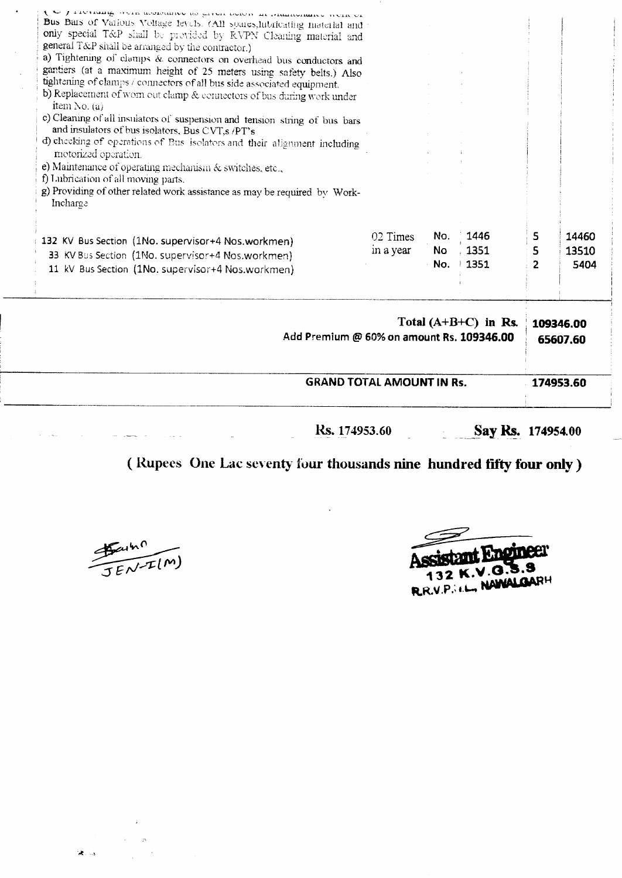( C ) Providing work assistance as given below in Maintenance work of Bus Bars of Various Voltage levels. (All spares,lubricating material and only special T&P shall be provided by RVPN Cleaning material and general T&P shall be arranged by the contractor.)

a) Tightening of clamps & connectors on overhead bus conductors and gantiers (at a maximum height of 25 meters using safety belts.) Also tightening of clamps / connectors of all bus side associated equipment.

b) Replacement of worn out clamp & connectors of bus during work under item No. (a)

c) Cleaning of all insulators of suspension and tension string of bus bars and insulators of bus isolators, Bus CVT,s /PT's

d) checking of operations of Bus isolators and their alignment including motorized operation.

e) Maintenance of operating mechanism & switches, etc.,

f) Lubrication of all moving parts.

g) Providing of other related work assistance as may be required by Work-Incharge

| Description | Frequency | Unit | Rate | Qty | Amount |
|---|---|---|---|---|---|
| 132 KV Bus Section (1No. supervisor+4 Nos.workmen) | 02 Times in a year | No. | 1446 | 5 | 14460 |
| 33 KV Bus Section (1No. supervisor+4 Nos.workmen) | | No | 1351 | 5 | 13510 |
| 11 kV Bus Section (1No. supervisor+4 Nos.workmen) | | No. | 1351 | 2 | 5404 |
| **Total (A+B+C) in Rs.** | | | | | **109346.00** |
| **Add Premium @ 60% on amount Rs. 109346.00** | | | | | **65607.60** |
| **GRAND TOTAL AMOUNT IN Rs.** | | | | | **174953.60** |

Rs. 174953.60 **Say Rs. 174954.00**

**( Rupees One Lac seventy four thousands nine hundred fifty four only )**

JEN-I(M)

**Assistant Engineer**
**132 K.V.G.S.S**
**R.R.V.P.N.L., NAWALGARH**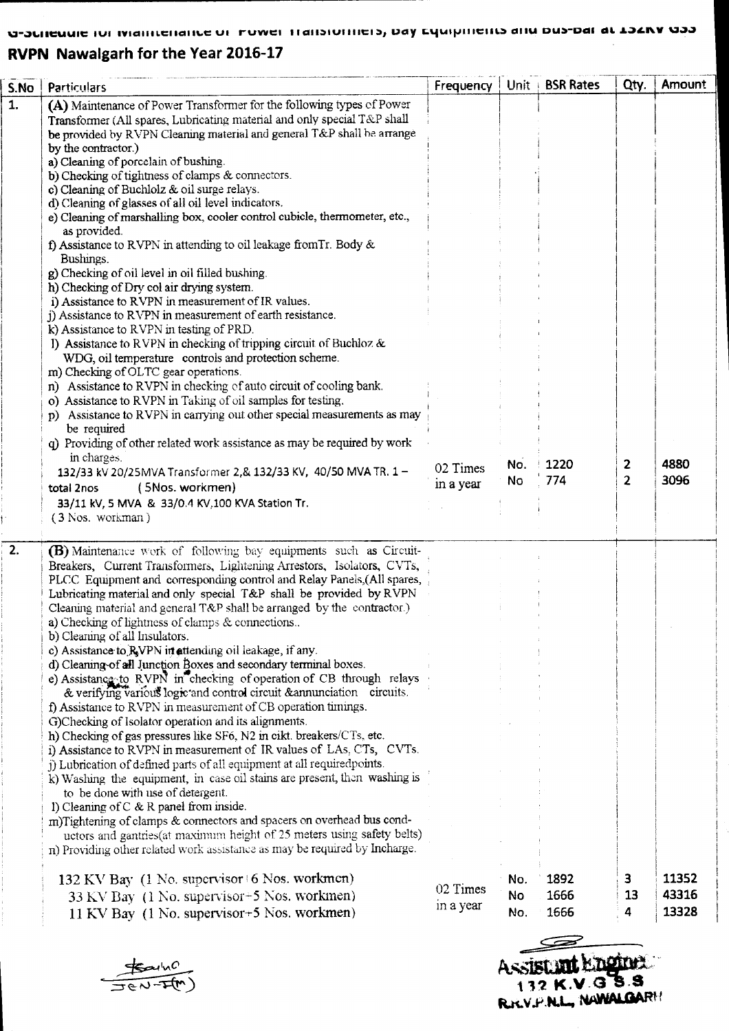## G-Schedule for Maintenance of Power Transformers, Bay Equipments and Bus-Bar at 132KV GSS RVPN Nawalgarh for the Year 2016-17

| S.No | Particulars | Frequency | Unit | BSR Rates | Qty. | Amount |
|---|---|---|---|---|---|---|
| 1. | (A) Maintenance of Power Transformer for the following types of Power Transformer (All spares, Lubricating material and only special T&P shall be provided by RVPN Cleaning material and general T&P shall be arrange by the contractor.)<br>a) Cleaning of porcelain of bushing.<br>b) Checking of tightness of clamps & connectors.<br>c) Cleaning of Buchlolz & oil surge relays.<br>d) Cleaning of glasses of all oil level indicators.<br>e) Cleaning of marshalling box, cooler control cubicle, thermometer, etc., as provided.<br>f) Assistance to RVPN in attending to oil leakage fromTr. Body & Bushings.<br>g) Checking of oil level in oil filled bushing.<br>h) Checking of Dry col air drying system.<br>i) Assistance to RVPN in measurement of IR values.<br>j) Assistance to RVPN in measurement of earth resistance.<br>k) Assistance to RVPN in testing of PRD.<br>l) Assistance to RVPN in checking of tripping circuit of Buchloz & WDG, oil temperature controls and protection scheme.<br>m) Checking of OLTC gear operations.<br>n) Assistance to RVPN in checking of auto circuit of cooling bank.<br>o) Assistance to RVPN in Taking of oil samples for testing.<br>p) Assistance to RVPN in carrying out other special measurements as may be required<br>q) Providing of other related work assistance as may be required by work in charges.<br>132/33 kV 20/25MVA Transformer 2,& 132/33 KV, 40/50 MVA TR. 1 – total 2nos (5Nos. workmen)<br>33/11 kV, 5 MVA & 33/0.4 KV,100 KVA Station Tr. (3 Nos. workman) | 02 Times in a year | No.<br>No | 1220<br>774 | 2<br>2 | 4880<br>3096 |
| 2. | (B) Maintenance work of following bay equipments such as Circuit-Breakers, Current Transformers, Lightening Arrestors, Isolators, CVTs, PLCC Equipment and corresponding control and Relay Panels,(All spares, Lubricating material and only special T&P shall be provided by RVPN Cleaning material and general T&P shall be arranged by the contractor.)<br>a) Checking of tightness of clamps & connections..<br>b) Cleaning of all Insulators.<br>c) Assistance to RVPN in attending oil leakage, if any.<br>d) Cleaning of all Junction Boxes and secondary terminal boxes.<br>e) Assistance to RVPN in checking of operation of CB through relays & verifying various logic and control circuit &annunciation circuits.<br>f) Assistance to RVPN in measurement of CB operation timings.<br>G)Checking of Isolator operation and its alignments.<br>h) Checking of gas pressures like SF6, N2 in cikt. breakers/CTs, etc.<br>i) Assistance to RVPN in measurement of IR values of LAs, CTs, CVTs.<br>j) Lubrication of defined parts of all equipment at all requiredpoints.<br>k) Washing the equipment, in case oil stains are present, then washing is to be done with use of detergent.<br>l) Cleaning of C & R panel from inside.<br>m)Tightening of clamps & connectors and spacers on overhead bus conductors and gantries(at maximum height of 25 meters using safety belts)<br>n) Providing other related work assistance as may be required by Incharge.<br>132 KV Bay (1 No. supervisor+6 Nos. workmen)<br>33 KV Bay (1 No. supervisor+5 Nos. workmen)<br>11 KV Bay (1 No. supervisor+5 Nos. workmen) | 02 Times in a year | No.<br>No<br>No. | 1892<br>1666<br>1666 | 3<br>13<br>4 | 11352<br>43316<br>13328 |

JEN-I(M)

Assistant Engineer
132 K.V G.S.S
R.R.V.P.N.L, NAWALGARH